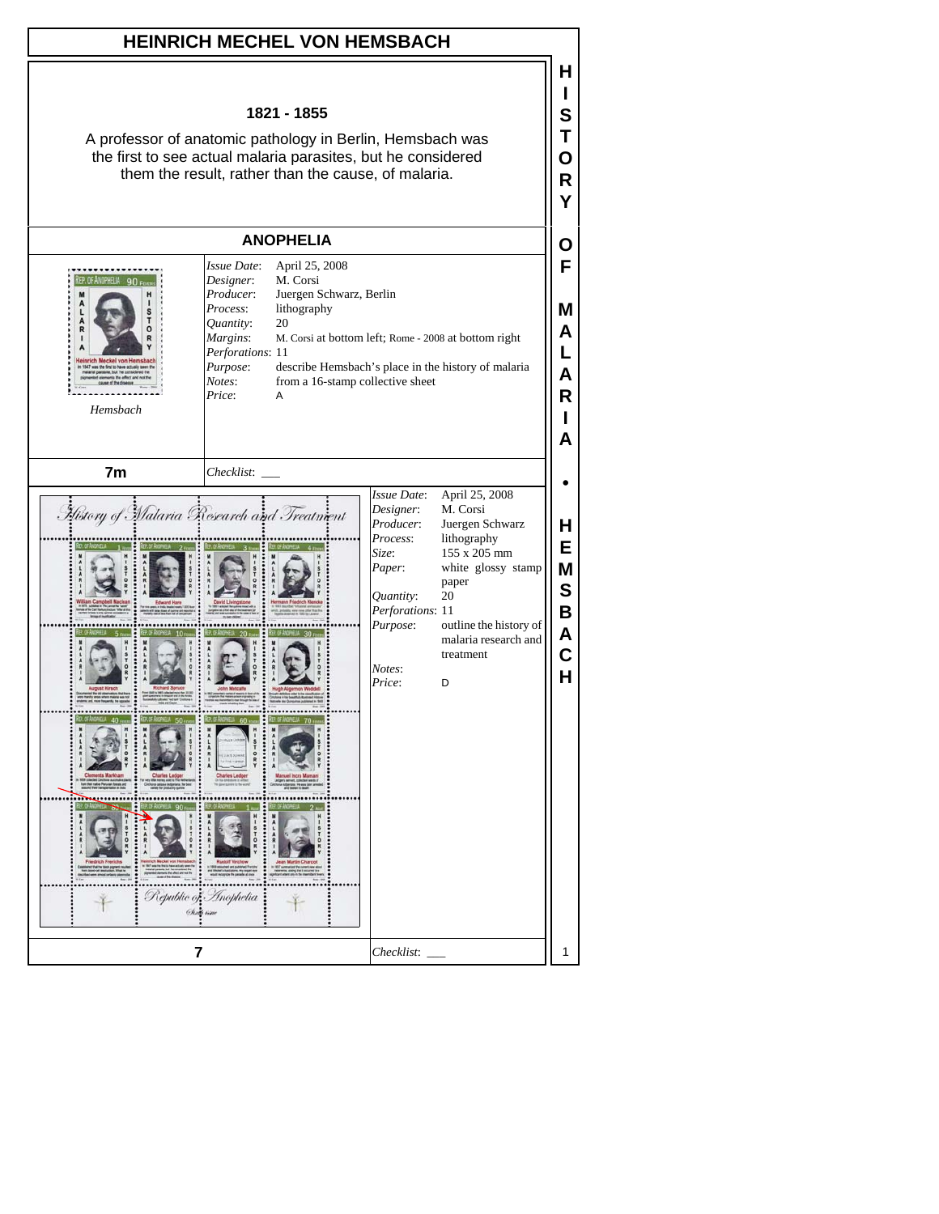# HEINRICH MECHEL VON HEMSBACH

**1821 - 1855**

A professor of anatomic pathology in Berlin, Hemsbach was the first to see actual malaria parasites, but he considered them the result, rather than the cause, of malaria.

## ANOPHELIA

*Hemsbach*

| | |
|---|---|
| *Issue Date*: | April 25, 2008 |
| *Designer*: | M. Corsi |
| *Producer*: | Juergen Schwarz, Berlin |
| *Process*: | lithography |
| *Quantity*: | 20 |
| *Margins*: | M. Corsi at bottom left; Rome - 2008 at bottom right |
| *Perforations*: | 11 |
| *Purpose*: | describe Hemsbach's place in the history of malaria |
| *Notes*: | from a 16-stamp collective sheet |
| *Price*: | A |

**7m** *Checklist*: ___

| | |
|---|---|
| *Issue Date*: | April 25, 2008 |
| *Designer*: | M. Corsi |
| *Producer*: | Juergen Schwarz |
| *Process*: | lithography |
| *Size*: | 155 x 205 mm |
| *Paper*: | white glossy stamp paper |
| *Quantity*: | 20 |
| *Perforations*: | 11 |
| *Purpose*: | outline the history of malaria research and treatment |
| *Notes*: | |
| *Price*: | D |

**7** *Checklist*: ___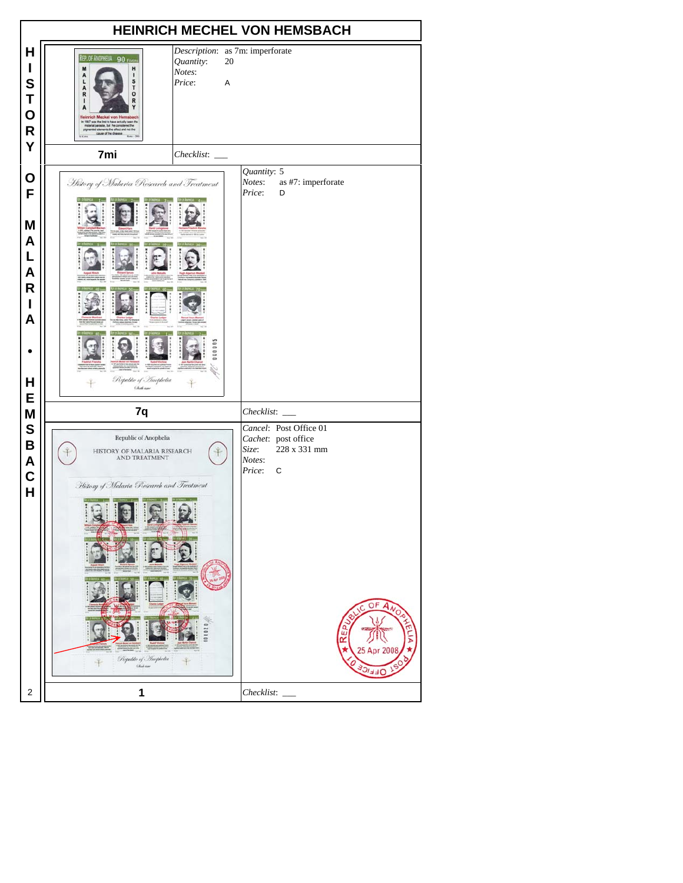# HEINRICH MECHEL VON HEMSBACH

HISTORY OF MALARIA • HEMSBACH

| 7mi | |
|---|---|
| | *Description*: as 7m: imperforate<br>*Quantity*: 20<br>*Notes*:<br>*Price*: A |
| **7mi** | *Checklist*: ___ |

| 7q | |
|---|---|
| | *Quantity*: 5<br>*Notes*: as #7: imperforate<br>*Price*: D |
| **7q** | *Checklist*: ___ |

| 1 | |
|---|---|
| | *Cancel*: Post Office 01<br>*Cachet*: post office<br>*Size*: 228 x 331 mm<br>*Notes*:<br>*Price*: C |
| **1** | *Checklist*: ___ |